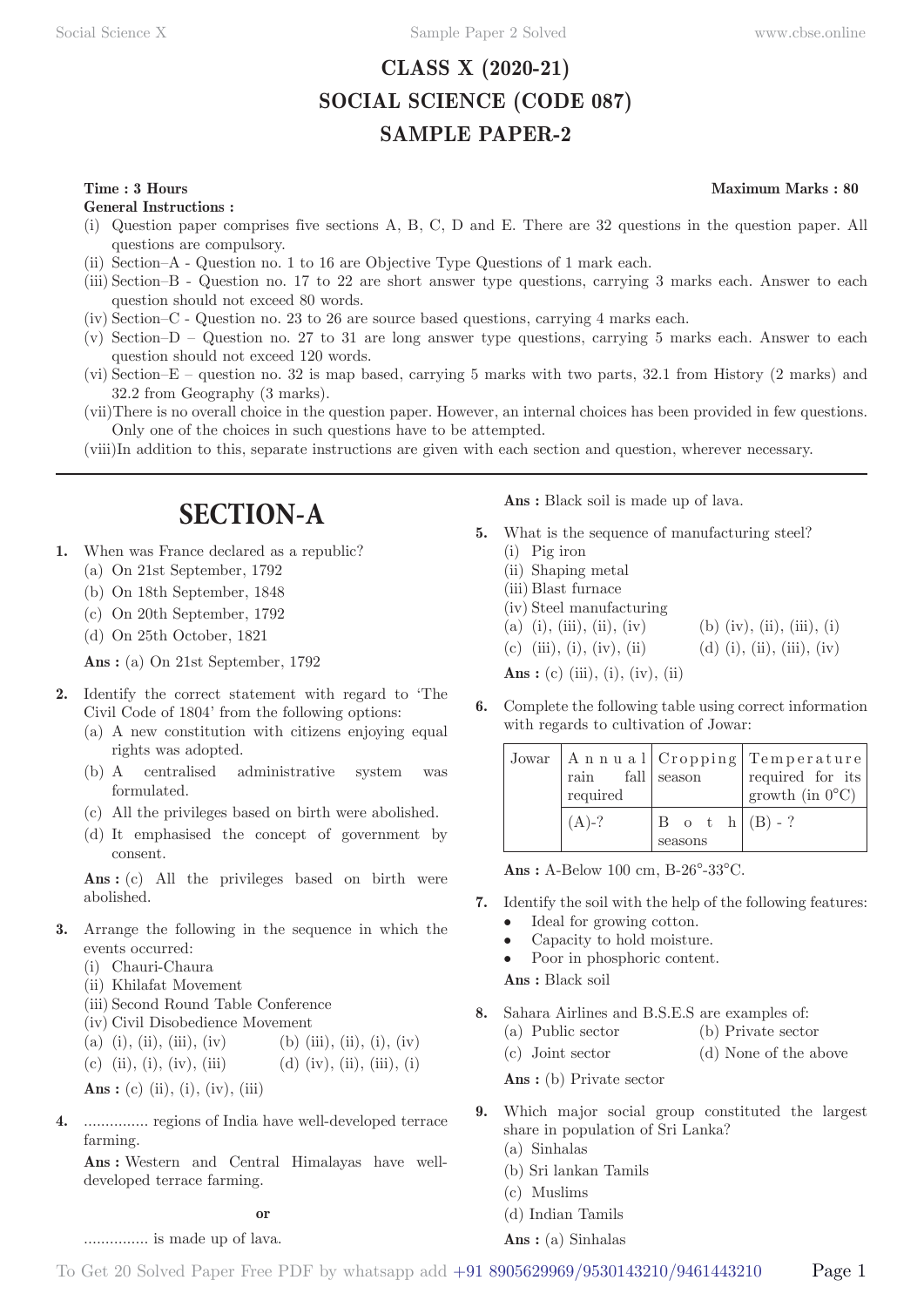# CLASS X (2020-21)
# SOCIAL SCIENCE (CODE 087)
# SAMPLE PAPER-2

**Time : 3 Hours** **Maximum Marks : 80**

**General Instructions :**

(i) Question paper comprises five sections A, B, C, D and E. There are 32 questions in the question paper. All questions are compulsory.

(ii) Section–A - Question no. 1 to 16 are Objective Type Questions of 1 mark each.

(iii) Section–B - Question no. 17 to 22 are short answer type questions, carrying 3 marks each. Answer to each question should not exceed 80 words.

(iv) Section–C - Question no. 23 to 26 are source based questions, carrying 4 marks each.

(v) Section–D – Question no. 27 to 31 are long answer type questions, carrying 5 marks each. Answer to each question should not exceed 120 words.

(vi) Section–E – question no. 32 is map based, carrying 5 marks with two parts, 32.1 from History (2 marks) and 32.2 from Geography (3 marks).

(vii) There is no overall choice in the question paper. However, an internal choices has been provided in few questions. Only one of the choices in such questions have to be attempted.

(viii) In addition to this, separate instructions are given with each section and question, wherever necessary.

## SECTION-A

**1.** When was France declared as a republic?

(a) On 21st September, 1792
(b) On 18th September, 1848
(c) On 20th September, 1792
(d) On 25th October, 1821

**Ans :** (a) On 21st September, 1792

**2.** Identify the correct statement with regard to 'The Civil Code of 1804' from the following options:

(a) A new constitution with citizens enjoying equal rights was adopted.
(b) A centralised administrative system was formulated.
(c) All the privileges based on birth were abolished.
(d) It emphasised the concept of government by consent.

**Ans :** (c) All the privileges based on birth were abolished.

**3.** Arrange the following in the sequence in which the events occurred:

(i) Chauri-Chaura
(ii) Khilafat Movement
(iii) Second Round Table Conference
(iv) Civil Disobedience Movement

(a) (i), (ii), (iii), (iv) (b) (iii), (ii), (i), (iv)
(c) (ii), (i), (iv), (iii) (d) (iv), (ii), (iii), (i)

**Ans :** (c) (ii), (i), (iv), (iii)

**4.** ............... regions of India have well-developed terrace farming.

**Ans :** Western and Central Himalayas have well-developed terrace farming.

**or**

............... is made up of lava.

**Ans :** Black soil is made up of lava.

**5.** What is the sequence of manufacturing steel?

(i) Pig iron
(ii) Shaping metal
(iii) Blast furnace
(iv) Steel manufacturing

(a) (i), (iii), (ii), (iv) (b) (iv), (ii), (iii), (i)
(c) (iii), (i), (iv), (ii) (d) (i), (ii), (iii), (iv)

**Ans :** (c) (iii), (i), (iv), (ii)

**6.** Complete the following table using correct information with regards to cultivation of Jowar:

| Jowar | Annual rain fall required | Cropping season | Temperature required for its growth (in 0°C) |
|---|---|---|---|
| | (A)-? | Both seasons | (B) - ? |

**Ans :** A-Below 100 cm, B-26°-33°C.

**7.** Identify the soil with the help of the following features:

- Ideal for growing cotton.
- Capacity to hold moisture.
- Poor in phosphoric content.

**Ans :** Black soil

**8.** Sahara Airlines and B.S.E.S are examples of:

(a) Public sector (b) Private sector
(c) Joint sector (d) None of the above

**Ans :** (b) Private sector

**9.** Which major social group constituted the largest share in population of Sri Lanka?

(a) Sinhalas
(b) Sri lankan Tamils
(c) Muslims
(d) Indian Tamils

**Ans :** (a) Sinhalas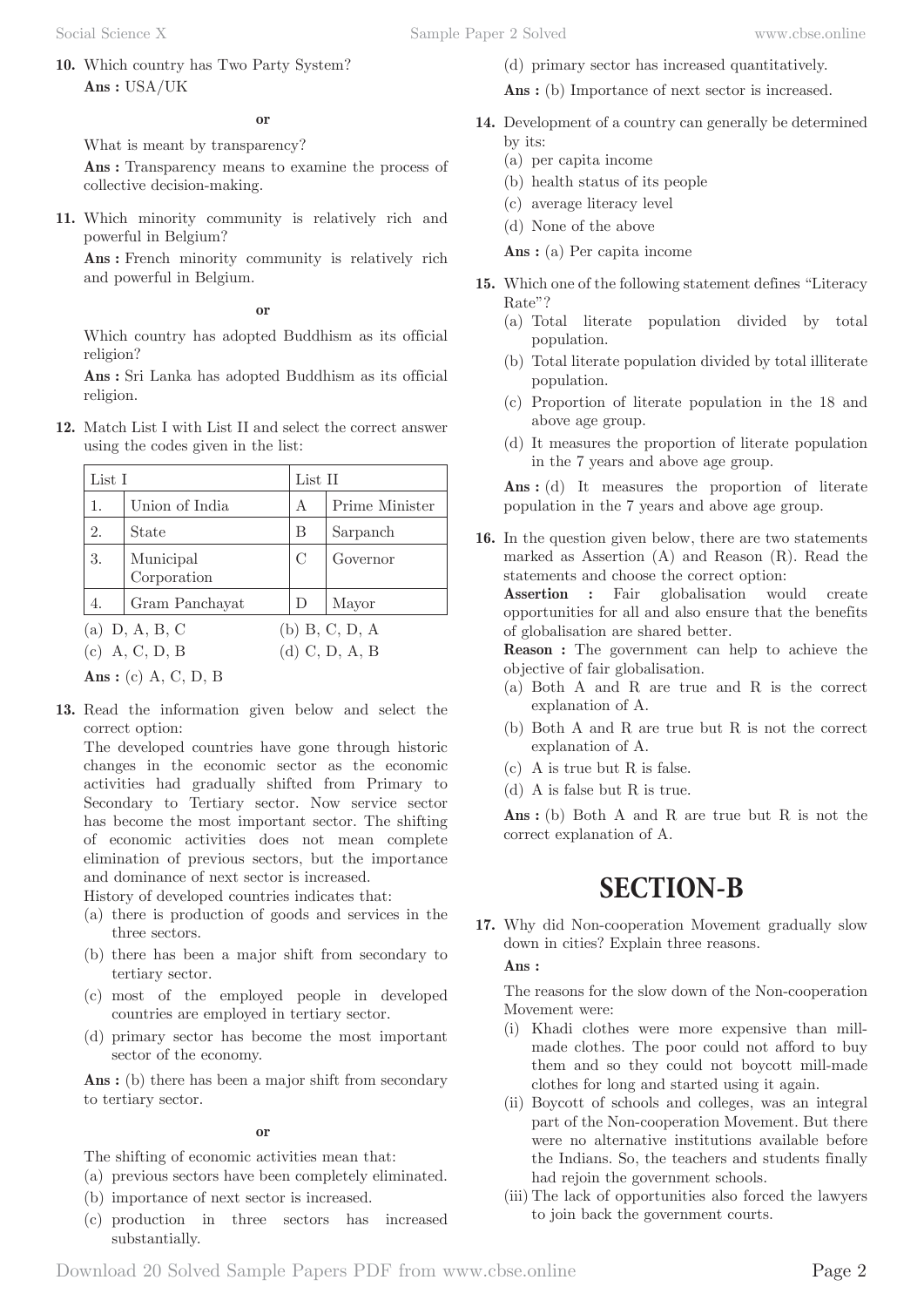**10.** Which country has Two Party System?

**Ans :** USA/UK

**or**

What is meant by transparency?

**Ans :** Transparency means to examine the process of collective decision-making.

**11.** Which minority community is relatively rich and powerful in Belgium?

**Ans :** French minority community is relatively rich and powerful in Belgium.

**or**

Which country has adopted Buddhism as its official religion?

**Ans :** Sri Lanka has adopted Buddhism as its official religion.

**12.** Match List I with List II and select the correct answer using the codes given in the list:

| List I | | List II | |
|---|---|---|---|
| 1. | Union of India | A | Prime Minister |
| 2. | State | B | Sarpanch |
| 3. | Municipal Corporation | C | Governor |
| 4. | Gram Panchayat | D | Mayor |

(a) D, A, B, C
(b) B, C, D, A
(c) A, C, D, B
(d) C, D, A, B

**Ans :** (c) A, C, D, B

**13.** Read the information given below and select the correct option:

The developed countries have gone through historic changes in the economic sector as the economic activities had gradually shifted from Primary to Secondary to Tertiary sector. Now service sector has become the most important sector. The shifting of economic activities does not mean complete elimination of previous sectors, but the importance and dominance of next sector is increased.

History of developed countries indicates that:

(a) there is production of goods and services in the three sectors.
(b) there has been a major shift from secondary to tertiary sector.
(c) most of the employed people in developed countries are employed in tertiary sector.
(d) primary sector has become the most important sector of the economy.

**Ans :** (b) there has been a major shift from secondary to tertiary sector.

**or**

The shifting of economic activities mean that:

(a) previous sectors have been completely eliminated.
(b) importance of next sector is increased.
(c) production in three sectors has increased substantially.
(d) primary sector has increased quantitatively.

**Ans :** (b) Importance of next sector is increased.

**14.** Development of a country can generally be determined by its:

(a) per capita income
(b) health status of its people
(c) average literacy level
(d) None of the above

**Ans :** (a) Per capita income

**15.** Which one of the following statement defines "Literacy Rate"?

(a) Total literate population divided by total population.
(b) Total literate population divided by total illiterate population.
(c) Proportion of literate population in the 18 and above age group.
(d) It measures the proportion of literate population in the 7 years and above age group.

**Ans :** (d) It measures the proportion of literate population in the 7 years and above age group.

**16.** In the question given below, there are two statements marked as Assertion (A) and Reason (R). Read the statements and choose the correct option:

**Assertion :** Fair globalisation would create opportunities for all and also ensure that the benefits of globalisation are shared better.

**Reason :** The government can help to achieve the objective of fair globalisation.

(a) Both A and R are true and R is the correct explanation of A.
(b) Both A and R are true but R is not the correct explanation of A.
(c) A is true but R is false.
(d) A is false but R is true.

**Ans :** (b) Both A and R are true but R is not the correct explanation of A.

# SECTION-B

**17.** Why did Non-cooperation Movement gradually slow down in cities? Explain three reasons.

**Ans :**

The reasons for the slow down of the Non-cooperation Movement were:

(i) Khadi clothes were more expensive than mill-made clothes. The poor could not afford to buy them and so they could not boycott mill-made clothes for long and started using it again.
(ii) Boycott of schools and colleges, was an integral part of the Non-cooperation Movement. But there were no alternative institutions available before the Indians. So, the teachers and students finally had rejoin the government schools.
(iii) The lack of opportunities also forced the lawyers to join back the government courts.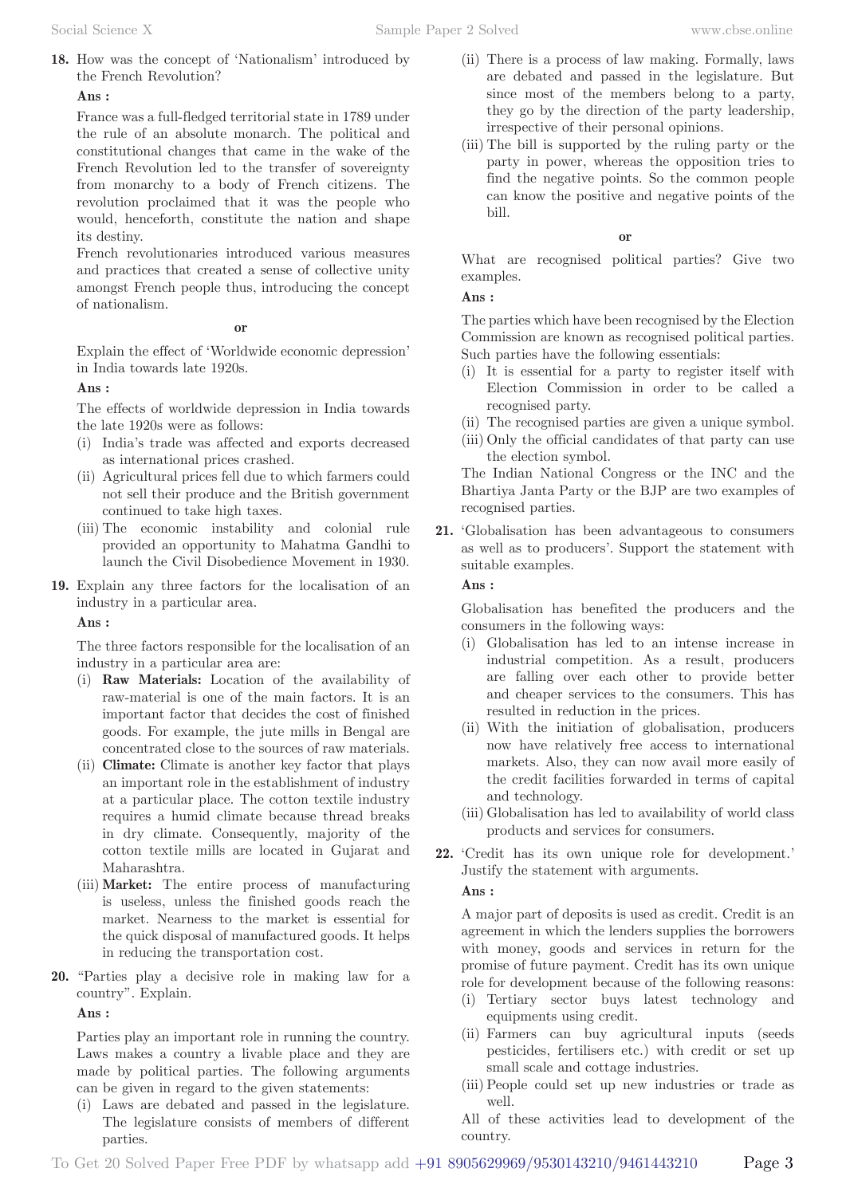**18.** How was the concept of 'Nationalism' introduced by the French Revolution?

**Ans :**

France was a full-fledged territorial state in 1789 under the rule of an absolute monarch. The political and constitutional changes that came in the wake of the French Revolution led to the transfer of sovereignty from monarchy to a body of French citizens. The revolution proclaimed that it was the people who would, henceforth, constitute the nation and shape its destiny.

French revolutionaries introduced various measures and practices that created a sense of collective unity amongst French people thus, introducing the concept of nationalism.

**or**

Explain the effect of 'Worldwide economic depression' in India towards late 1920s.

**Ans :**

The effects of worldwide depression in India towards the late 1920s were as follows:

(i) India's trade was affected and exports decreased as international prices crashed.

(ii) Agricultural prices fell due to which farmers could not sell their produce and the British government continued to take high taxes.

(iii) The economic instability and colonial rule provided an opportunity to Mahatma Gandhi to launch the Civil Disobedience Movement in 1930.

**19.** Explain any three factors for the localisation of an industry in a particular area.

**Ans :**

The three factors responsible for the localisation of an industry in a particular area are:

(i) **Raw Materials:** Location of the availability of raw-material is one of the main factors. It is an important factor that decides the cost of finished goods. For example, the jute mills in Bengal are concentrated close to the sources of raw materials.

(ii) **Climate:** Climate is another key factor that plays an important role in the establishment of industry at a particular place. The cotton textile industry requires a humid climate because thread breaks in dry climate. Consequently, majority of the cotton textile mills are located in Gujarat and Maharashtra.

(iii) **Market:** The entire process of manufacturing is useless, unless the finished goods reach the market. Nearness to the market is essential for the quick disposal of manufactured goods. It helps in reducing the transportation cost.

**20.** "Parties play a decisive role in making law for a country". Explain.

**Ans :**

Parties play an important role in running the country. Laws makes a country a livable place and they are made by political parties. The following arguments can be given in regard to the given statements:

(i) Laws are debated and passed in the legislature. The legislature consists of members of different parties.

(ii) There is a process of law making. Formally, laws are debated and passed in the legislature. But since most of the members belong to a party, they go by the direction of the party leadership, irrespective of their personal opinions.

(iii) The bill is supported by the ruling party or the party in power, whereas the opposition tries to find the negative points. So the common people can know the positive and negative points of the bill.

**or**

What are recognised political parties? Give two examples.

**Ans :**

The parties which have been recognised by the Election Commission are known as recognised political parties. Such parties have the following essentials:

(i) It is essential for a party to register itself with Election Commission in order to be called a recognised party.

(ii) The recognised parties are given a unique symbol.

(iii) Only the official candidates of that party can use the election symbol.

The Indian National Congress or the INC and the Bhartiya Janta Party or the BJP are two examples of recognised parties.

**21.** 'Globalisation has been advantageous to consumers as well as to producers'. Support the statement with suitable examples.

**Ans :**

Globalisation has benefited the producers and the consumers in the following ways:

(i) Globalisation has led to an intense increase in industrial competition. As a result, producers are falling over each other to provide better and cheaper services to the consumers. This has resulted in reduction in the prices.

(ii) With the initiation of globalisation, producers now have relatively free access to international markets. Also, they can now avail more easily of the credit facilities forwarded in terms of capital and technology.

(iii) Globalisation has led to availability of world class products and services for consumers.

**22.** 'Credit has its own unique role for development.' Justify the statement with arguments.

**Ans :**

A major part of deposits is used as credit. Credit is an agreement in which the lenders supplies the borrowers with money, goods and services in return for the promise of future payment. Credit has its own unique role for development because of the following reasons:

(i) Tertiary sector buys latest technology and equipments using credit.

(ii) Farmers can buy agricultural inputs (seeds pesticides, fertilisers etc.) with credit or set up small scale and cottage industries.

(iii) People could set up new industries or trade as well.

All of these activities lead to development of the country.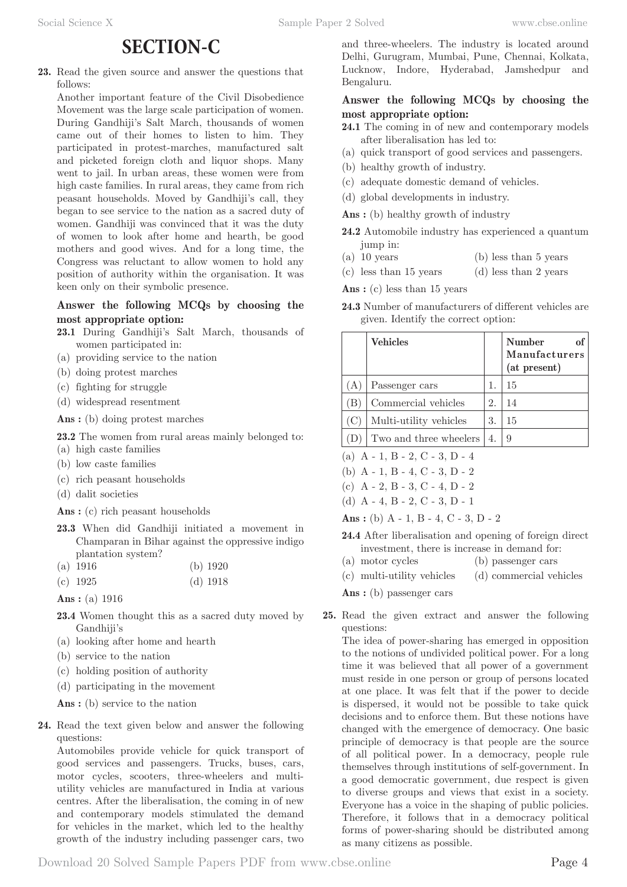# SECTION-C

**23.** Read the given source and answer the questions that follows:

Another important feature of the Civil Disobedience Movement was the large scale participation of women. During Gandhiji's Salt March, thousands of women came out of their homes to listen to him. They participated in protest-marches, manufactured salt and picketed foreign cloth and liquor shops. Many went to jail. In urban areas, these women were from high caste families. In rural areas, they came from rich peasant households. Moved by Gandhiji's call, they began to see service to the nation as a sacred duty of women. Gandhiji was convinced that it was the duty of women to look after home and hearth, be good mothers and good wives. And for a long time, the Congress was reluctant to allow women to hold any position of authority within the organisation. It was keen only on their symbolic presence.

**Answer the following MCQs by choosing the most appropriate option:**

**23.1** During Gandhiji's Salt March, thousands of women participated in:

(a) providing service to the nation
(b) doing protest marches
(c) fighting for struggle
(d) widespread resentment

**Ans :** (b) doing protest marches

**23.2** The women from rural areas mainly belonged to:

(a) high caste families
(b) low caste families
(c) rich peasant households
(d) dalit societies

**Ans :** (c) rich peasant households

**23.3** When did Gandhiji initiated a movement in Champaran in Bihar against the oppressive indigo plantation system?

(a) 1916
(b) 1920
(c) 1925
(d) 1918

**Ans :** (a) 1916

**23.4** Women thought this as a sacred duty moved by Gandhiji's

(a) looking after home and hearth
(b) service to the nation
(c) holding position of authority
(d) participating in the movement

**Ans :** (b) service to the nation

**24.** Read the text given below and answer the following questions:

Automobiles provide vehicle for quick transport of good services and passengers. Trucks, buses, cars, motor cycles, scooters, three-wheelers and multi-utility vehicles are manufactured in India at various centres. After the liberalisation, the coming in of new and contemporary models stimulated the demand for vehicles in the market, which led to the healthy growth of the industry including passenger cars, two and three-wheelers. The industry is located around Delhi, Gurugram, Mumbai, Pune, Chennai, Kolkata, Lucknow, Indore, Hyderabad, Jamshedpur and Bengaluru.

**Answer the following MCQs by choosing the most appropriate option:**

**24.1** The coming in of new and contemporary models after liberalisation has led to:

(a) quick transport of good services and passengers.
(b) healthy growth of industry.
(c) adequate domestic demand of vehicles.
(d) global developments in industry.

**Ans :** (b) healthy growth of industry

**24.2** Automobile industry has experienced a quantum jump in:

(a) 10 years
(b) less than 5 years
(c) less than 15 years
(d) less than 2 years

**Ans :** (c) less than 15 years

**24.3** Number of manufacturers of different vehicles are given. Identify the correct option:

| | Vehicles | | Number of Manufacturers (at present) |
|---|---|---|---|
| (A) | Passenger cars | 1. | 15 |
| (B) | Commercial vehicles | 2. | 14 |
| (C) | Multi-utility vehicles | 3. | 15 |
| (D) | Two and three wheelers | 4. | 9 |

(a) A - 1, B - 2, C - 3, D - 4
(b) A - 1, B - 4, C - 3, D - 2
(c) A - 2, B - 3, C - 4, D - 2
(d) A - 4, B - 2, C - 3, D - 1

**Ans :** (b) A - 1, B - 4, C - 3, D - 2

**24.4** After liberalisation and opening of foreign direct investment, there is increase in demand for:

(a) motor cycles
(b) passenger cars
(c) multi-utility vehicles
(d) commercial vehicles

**Ans :** (b) passenger cars

**25.** Read the given extract and answer the following questions:

The idea of power-sharing has emerged in opposition to the notions of undivided political power. For a long time it was believed that all power of a government must reside in one person or group of persons located at one place. It was felt that if the power to decide is dispersed, it would not be possible to take quick decisions and to enforce them. But these notions have changed with the emergence of democracy. One basic principle of democracy is that people are the source of all political power. In a democracy, people rule themselves through institutions of self-government. In a good democratic government, due respect is given to diverse groups and views that exist in a society. Everyone has a voice in the shaping of public policies. Therefore, it follows that in a democracy political forms of power-sharing should be distributed among as many citizens as possible.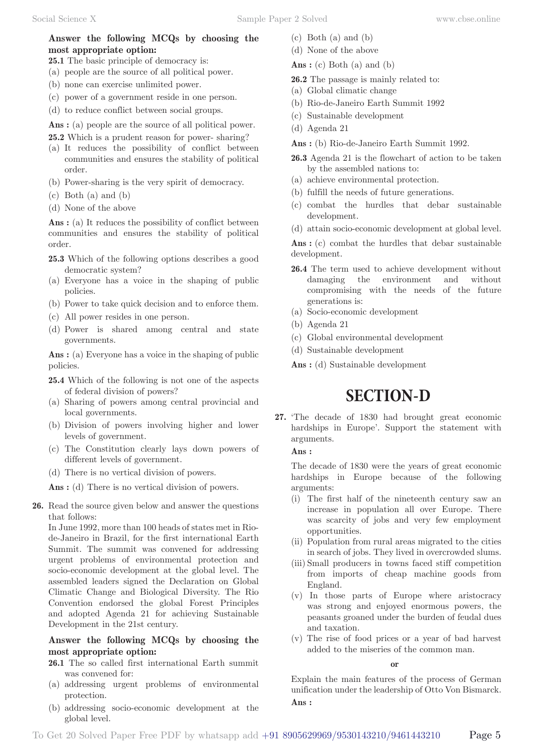**Answer the following MCQs by choosing the most appropriate option:**

**25.1** The basic principle of democracy is:
(a) people are the source of all political power.
(b) none can exercise unlimited power.
(c) power of a government reside in one person.
(d) to reduce conflict between social groups.

**Ans :** (a) people are the source of all political power.

**25.2** Which is a prudent reason for power- sharing?
(a) It reduces the possibility of conflict between communities and ensures the stability of political order.
(b) Power-sharing is the very spirit of democracy.
(c) Both (a) and (b)
(d) None of the above

**Ans :** (a) It reduces the possibility of conflict between communities and ensures the stability of political order.

**25.3** Which of the following options describes a good democratic system?
(a) Everyone has a voice in the shaping of public policies.
(b) Power to take quick decision and to enforce them.
(c) All power resides in one person.
(d) Power is shared among central and state governments.

**Ans :** (a) Everyone has a voice in the shaping of public policies.

**25.4** Which of the following is not one of the aspects of federal division of powers?
(a) Sharing of powers among central provincial and local governments.
(b) Division of powers involving higher and lower levels of government.
(c) The Constitution clearly lays down powers of different levels of government.
(d) There is no vertical division of powers.

**Ans :** (d) There is no vertical division of powers.

**26.** Read the source given below and answer the questions that follows:

In June 1992, more than 100 heads of states met in Rio-de-Janeiro in Brazil, for the first international Earth Summit. The summit was convened for addressing urgent problems of environmental protection and socio-economic development at the global level. The assembled leaders signed the Declaration on Global Climatic Change and Biological Diversity. The Rio Convention endorsed the global Forest Principles and adopted Agenda 21 for achieving Sustainable Development in the 21st century.

**Answer the following MCQs by choosing the most appropriate option:**

**26.1** The so called first international Earth summit was convened for:
(a) addressing urgent problems of environmental protection.
(b) addressing socio-economic development at the global level.
(c) Both (a) and (b)
(d) None of the above

**Ans :** (c) Both (a) and (b)

**26.2** The passage is mainly related to:
(a) Global climatic change
(b) Rio-de-Janeiro Earth Summit 1992
(c) Sustainable development
(d) Agenda 21

**Ans :** (b) Rio-de-Janeiro Earth Summit 1992.

**26.3** Agenda 21 is the flowchart of action to be taken by the assembled nations to:
(a) achieve environmental protection.
(b) fulfill the needs of future generations.
(c) combat the hurdles that debar sustainable development.
(d) attain socio-economic development at global level.

**Ans :** (c) combat the hurdles that debar sustainable development.

**26.4** The term used to achieve development without damaging the environment and without compromising with the needs of the future generations is:
(a) Socio-economic development
(b) Agenda 21
(c) Global environmental development
(d) Sustainable development

**Ans :** (d) Sustainable development

# SECTION-D

**27.** 'The decade of 1830 had brought great economic hardships in Europe'. Support the statement with arguments.

**Ans :**

The decade of 1830 were the years of great economic hardships in Europe because of the following arguments:

(i) The first half of the nineteenth century saw an increase in population all over Europe. There was scarcity of jobs and very few employment opportunities.
(ii) Population from rural areas migrated to the cities in search of jobs. They lived in overcrowded slums.
(iii) Small producers in towns faced stiff competition from imports of cheap machine goods from England.
(v) In those parts of Europe where aristocracy was strong and enjoyed enormous powers, the peasants groaned under the burden of feudal dues and taxation.
(v) The rise of food prices or a year of bad harvest added to the miseries of the common man.

**or**

Explain the main features of the process of German unification under the leadership of Otto Von Bismarck.

**Ans :**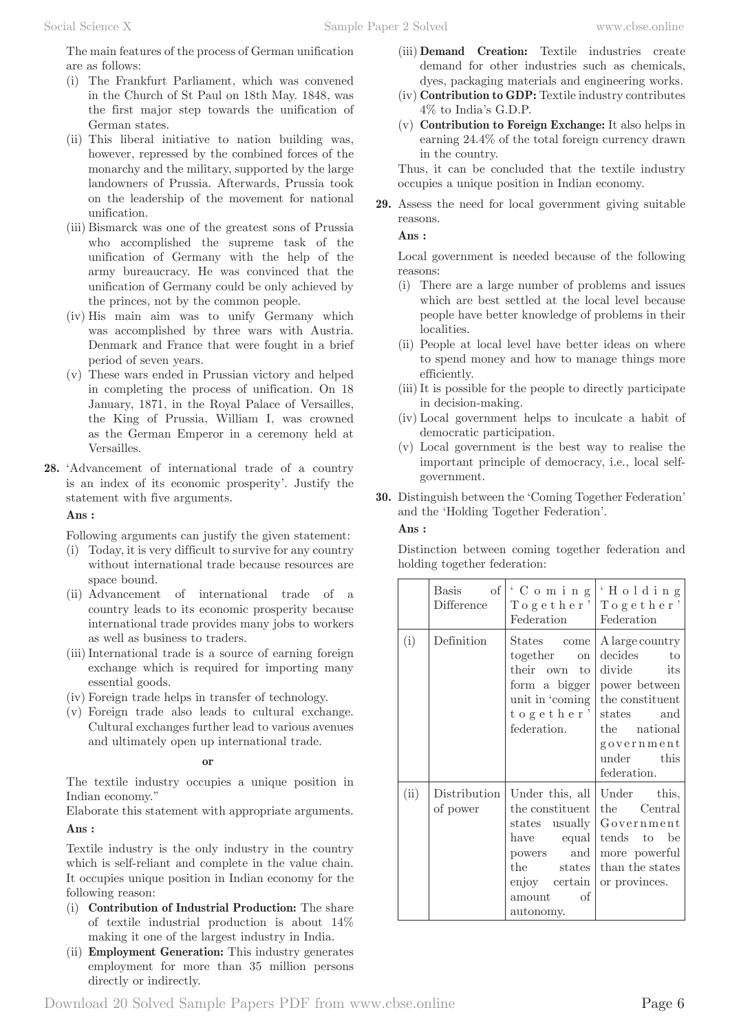The main features of the process of German unification are as follows:

(i) The Frankfurt Parliament, which was convened in the Church of St Paul on 18th May. 1848, was the first major step towards the unification of German states.

(ii) This liberal initiative to nation building was, however, repressed by the combined forces of the monarchy and the military, supported by the large landowners of Prussia. Afterwards, Prussia took on the leadership of the movement for national unification.

(iii) Bismarck was one of the greatest sons of Prussia who accomplished the supreme task of the unification of Germany with the help of the army bureaucracy. He was convinced that the unification of Germany could be only achieved by the princes, not by the common people.

(iv) His main aim was to unify Germany which was accomplished by three wars with Austria. Denmark and France that were fought in a brief period of seven years.

(v) These wars ended in Prussian victory and helped in completing the process of unification. On 18 January, 1871, in the Royal Palace of Versailles, the King of Prussia, William I, was crowned as the German Emperor in a ceremony held at Versailles.

**28.** 'Advancement of international trade of a country is an index of its economic prosperity'. Justify the statement with five arguments.

**Ans :**

Following arguments can justify the given statement:

(i) Today, it is very difficult to survive for any country without international trade because resources are space bound.

(ii) Advancement of international trade of a country leads to its economic prosperity because international trade provides many jobs to workers as well as business to traders.

(iii) International trade is a source of earning foreign exchange which is required for importing many essential goods.

(iv) Foreign trade helps in transfer of technology.

(v) Foreign trade also leads to cultural exchange. Cultural exchanges further lead to various avenues and ultimately open up international trade.

**or**

The textile industry occupies a unique position in Indian economy."

Elaborate this statement with appropriate arguments.

**Ans :**

Textile industry is the only industry in the country which is self-reliant and complete in the value chain. It occupies unique position in Indian economy for the following reason:

(i) **Contribution of Industrial Production:** The share of textile industrial production is about 14% making it one of the largest industry in India.

(ii) **Employment Generation:** This industry generates employment for more than 35 million persons directly or indirectly.

(iii) **Demand Creation:** Textile industries create demand for other industries such as chemicals, dyes, packaging materials and engineering works.

(iv) **Contribution to GDP:** Textile industry contributes 4% to India's G.D.P.

(v) **Contribution to Foreign Exchange:** It also helps in earning 24.4% of the total foreign currency drawn in the country.

Thus, it can be concluded that the textile industry occupies a unique position in Indian economy.

**29.** Assess the need for local government giving suitable reasons.

**Ans :**

Local government is needed because of the following reasons:

(i) There are a large number of problems and issues which are best settled at the local level because people have better knowledge of problems in their localities.

(ii) People at local level have better ideas on where to spend money and how to manage things more efficiently.

(iii) It is possible for the people to directly participate in decision-making.

(iv) Local government helps to inculcate a habit of democratic participation.

(v) Local government is the best way to realise the important principle of democracy, i.e., local self-government.

**30.** Distinguish between the 'Coming Together Federation' and the 'Holding Together Federation'.

**Ans :**

Distinction between coming together federation and holding together federation:

| | Basis of Difference | 'Coming Together' Federation | 'Holding Together' Federation |
|---|---|---|---|
| (i) | Definition | States come together on their own to form a bigger unit in 'coming together' federation. | A large country decides to divide its power between the constituent states and the national government under this federation. |
| (ii) | Distribution of power | Under this, all the constituent states usually have equal powers and the states enjoy certain amount of autonomy. | Under this, the Central Government tends to be more powerful than the states or provinces. |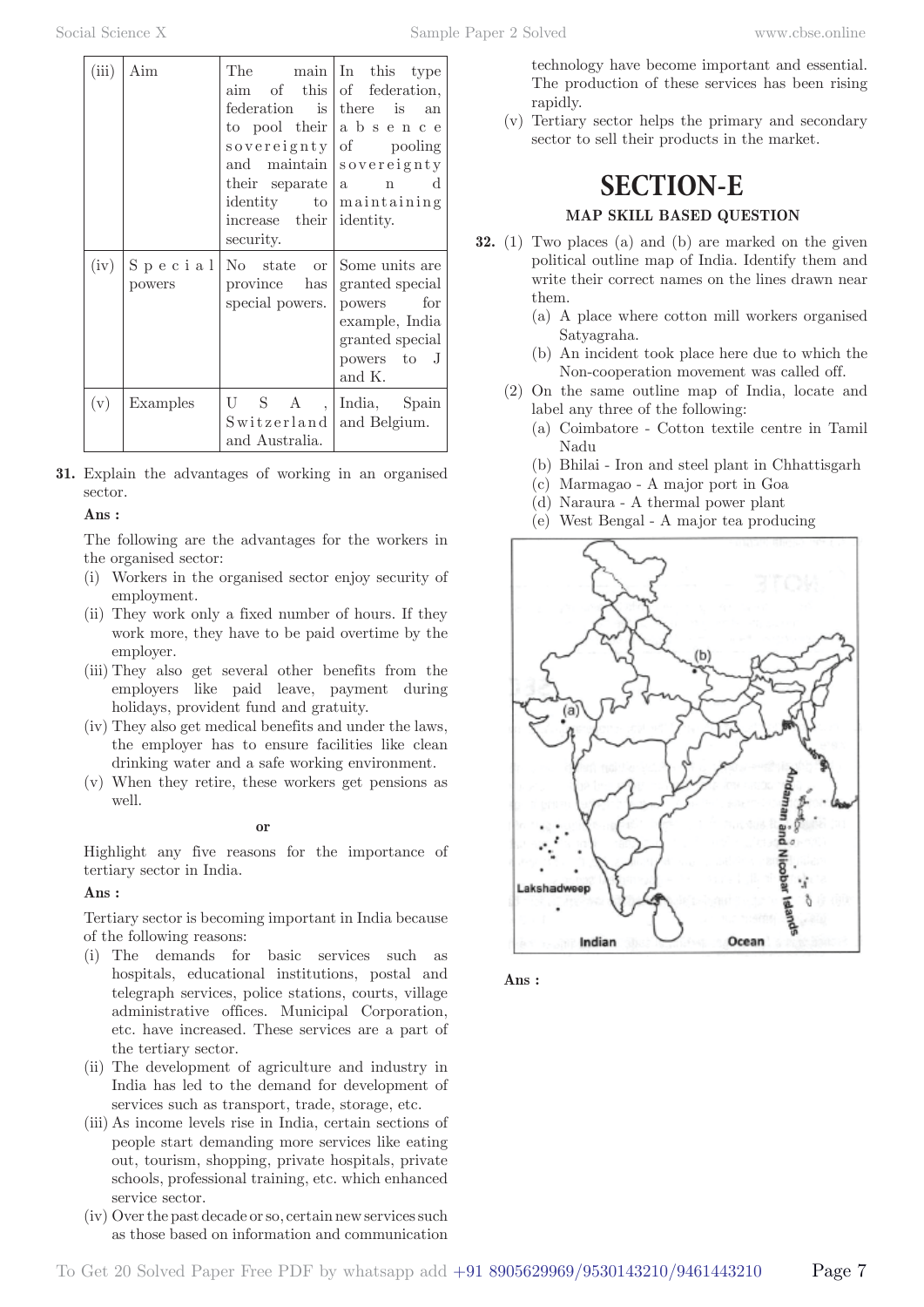| (iii) | Aim | The main aim of this federation is to pool their sovereignty and maintain their separate identity to increase their security. | In this type of federation, there is an absence of pooling sovereignty and maintaining identity. |
|---|---|---|---|
| (iv) | Special powers | No state or province has special powers. | Some units are granted special powers for example, India granted special powers to J and K. |
| (v) | Examples | U S A , Switzerland and Australia. | India, Spain and Belgium. |

**31.** Explain the advantages of working in an organised sector.

**Ans :**

The following are the advantages for the workers in the organised sector:

(i) Workers in the organised sector enjoy security of employment.

(ii) They work only a fixed number of hours. If they work more, they have to be paid overtime by the employer.

(iii) They also get several other benefits from the employers like paid leave, payment during holidays, provident fund and gratuity.

(iv) They also get medical benefits and under the laws, the employer has to ensure facilities like clean drinking water and a safe working environment.

(v) When they retire, these workers get pensions as well.

**or**

Highlight any five reasons for the importance of tertiary sector in India.

**Ans :**

Tertiary sector is becoming important in India because of the following reasons:

(i) The demands for basic services such as hospitals, educational institutions, postal and telegraph services, police stations, courts, village administrative offices. Municipal Corporation, etc. have increased. These services are a part of the tertiary sector.

(ii) The development of agriculture and industry in India has led to the demand for development of services such as transport, trade, storage, etc.

(iii) As income levels rise in India, certain sections of people start demanding more services like eating out, tourism, shopping, private hospitals, private schools, professional training, etc. which enhanced service sector.

(iv) Over the past decade or so, certain new services such as those based on information and communication technology have become important and essential. The production of these services has been rising rapidly.

(v) Tertiary sector helps the primary and secondary sector to sell their products in the market.

# SECTION-E

### MAP SKILL BASED QUESTION

**32.** (1) Two places (a) and (b) are marked on the given political outline map of India. Identify them and write their correct names on the lines drawn near them.

(a) A place where cotton mill workers organised Satyagraha.

(b) An incident took place here due to which the Non-cooperation movement was called off.

(2) On the same outline map of India, locate and label any three of the following:

(a) Coimbatore - Cotton textile centre in Tamil Nadu

(b) Bhilai - Iron and steel plant in Chhattisgarh

(c) Marmagao - A major port in Goa

(d) Naraura - A thermal power plant

(e) West Bengal - A major tea producing

**Ans :**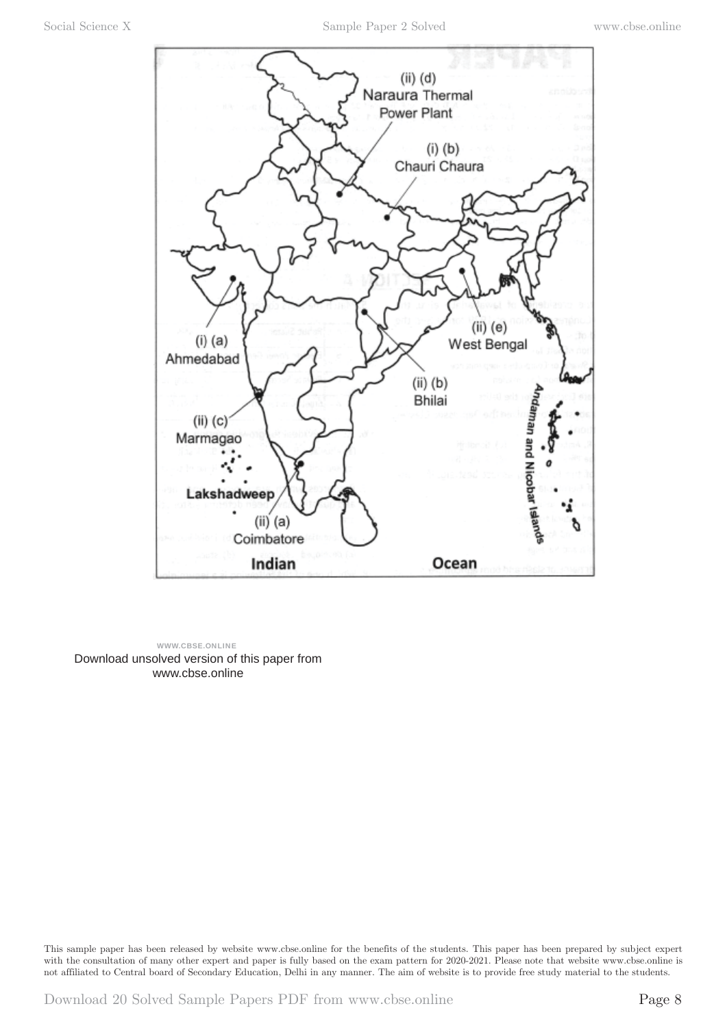(ii) (d)
Naraura Thermal
Power Plant

(i) (b)
Chauri Chaura

(i) (a)
Ahmedabad

(ii) (e)
West Bengal

(ii) (b)
Bhilai

(ii) (c)
Marmagao

Andaman and Nicobar Islands

Lakshadweep

(ii) (a)
Coimbatore

Indian Ocean

WWW.CBSE.ONLINE
Download unsolved version of this paper from www.cbse.online